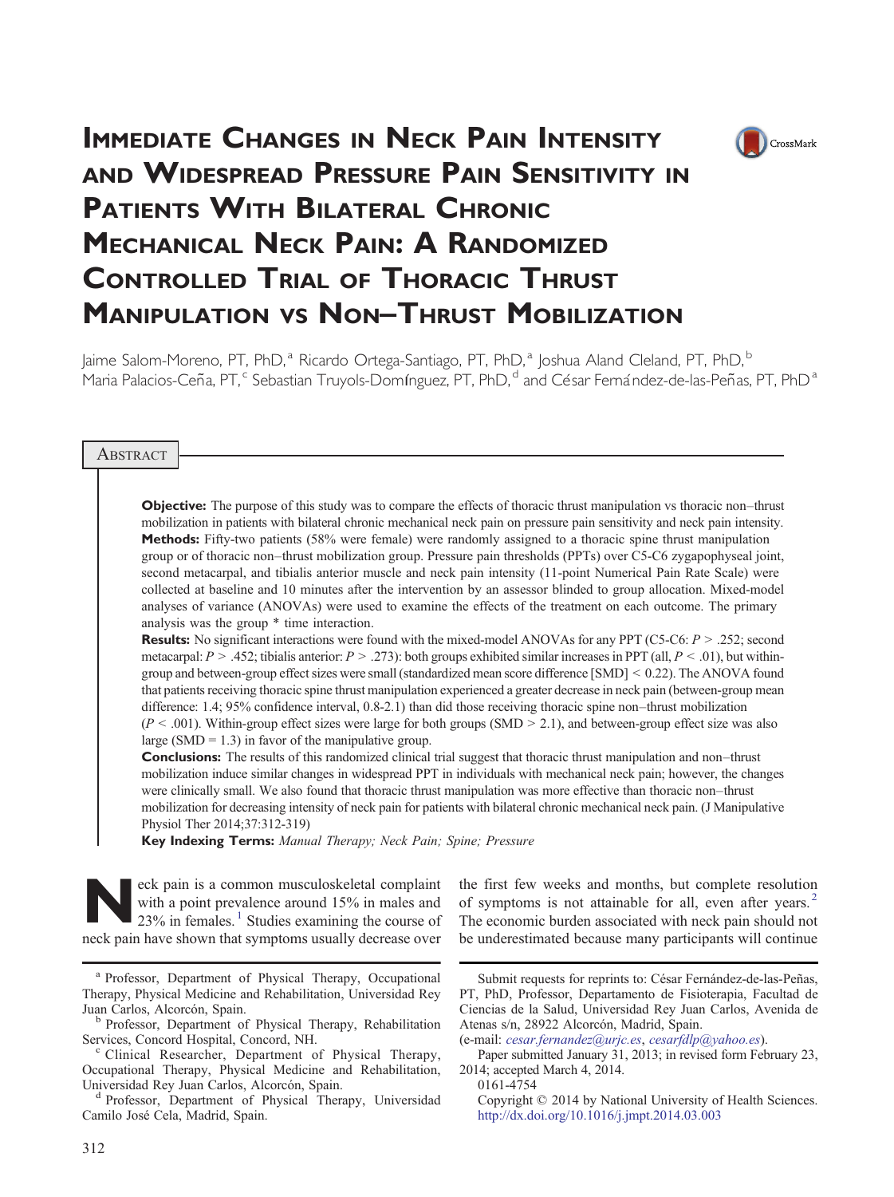# Immediate Changes in Neck Pain Intensity and Widespread Pressure Pain Sensitivity in Patients With Bilateral Chronic Mechanical Neck Pain: A Randomized Controlled Trial of Thoracic Thrust Manipulation vs Non–Thrust Mobilization

Jaime Salom-Moreno, PT, PhD,[a] Ricardo Ortega-Santiago, PT, PhD,[a] Joshua Aland Cleland, PT, PhD,[b] Maria Palacios-Ceña, PT,[c] Sebastian Truyols-Domínguez, PT, PhD,[d] and César Fernández-de-las-Peñas, PT, PhD[a]

## Abstract

**Objective:** The purpose of this study was to compare the effects of thoracic thrust manipulation vs thoracic non–thrust mobilization in patients with bilateral chronic mechanical neck pain on pressure pain sensitivity and neck pain intensity.

**Methods:** Fifty-two patients (58% were female) were randomly assigned to a thoracic spine thrust manipulation group or of thoracic non–thrust mobilization group. Pressure pain thresholds (PPTs) over C5-C6 zygapophyseal joint, second metacarpal, and tibialis anterior muscle and neck pain intensity (11-point Numerical Pain Rate Scale) were collected at baseline and 10 minutes after the intervention by an assessor blinded to group allocation. Mixed-model analyses of variance (ANOVAs) were used to examine the effects of the treatment on each outcome. The primary analysis was the group * time interaction.

**Results:** No significant interactions were found with the mixed-model ANOVAs for any PPT (C5-C6: $P > .252$; second metacarpal: $P > .452$; tibialis anterior: $P > .273$): both groups exhibited similar increases in PPT (all, $P < .01$), but within-group and between-group effect sizes were small (standardized mean score difference [SMD] < 0.22). The ANOVA found that patients receiving thoracic spine thrust manipulation experienced a greater decrease in neck pain (between-group mean difference: 1.4; 95% confidence interval, 0.8-2.1) than did those receiving thoracic spine non–thrust mobilization ($P < .001$). Within-group effect sizes were large for both groups (SMD > 2.1), and between-group effect size was also large (SMD = 1.3) in favor of the manipulative group.

**Conclusions:** The results of this randomized clinical trial suggest that thoracic thrust manipulation and non–thrust mobilization induce similar changes in widespread PPT in individuals with mechanical neck pain; however, the changes were clinically small. We also found that thoracic thrust manipulation was more effective than thoracic non–thrust mobilization for decreasing intensity of neck pain for patients with bilateral chronic mechanical neck pain. (J Manipulative Physiol Ther 2014;37:312-319)

**Key Indexing Terms:** *Manual Therapy; Neck Pain; Spine; Pressure*

Neck pain is a common musculoskeletal complaint with a point prevalence around 15% in males and 23% in females.[1] Studies examining the course of neck pain have shown that symptoms usually decrease over the first few weeks and months, but complete resolution of symptoms is not attainable for all, even after years.[2] The economic burden associated with neck pain should not be underestimated because many participants will continue

[a] Professor, Department of Physical Therapy, Occupational Therapy, Physical Medicine and Rehabilitation, Universidad Rey Juan Carlos, Alcorcón, Spain.

[b] Professor, Department of Physical Therapy, Rehabilitation Services, Concord Hospital, Concord, NH.

[c] Clinical Researcher, Department of Physical Therapy, Occupational Therapy, Physical Medicine and Rehabilitation, Universidad Rey Juan Carlos, Alcorcón, Spain.

[d] Professor, Department of Physical Therapy, Universidad Camilo José Cela, Madrid, Spain.

Submit requests for reprints to: César Fernández-de-las-Peñas, PT, PhD, Professor, Departamento de Fisioterapia, Facultad de Ciencias de la Salud, Universidad Rey Juan Carlos, Avenida de Atenas s/n, 28922 Alcorcón, Madrid, Spain.
(e-mail: cesar.fernandez@urjc.es, cesarfdlp@yahoo.es).

Paper submitted January 31, 2013; in revised form February 23, 2014; accepted March 4, 2014.

0161-4754

Copyright © 2014 by National University of Health Sciences.
http://dx.doi.org/10.1016/j.jmpt.2014.03.003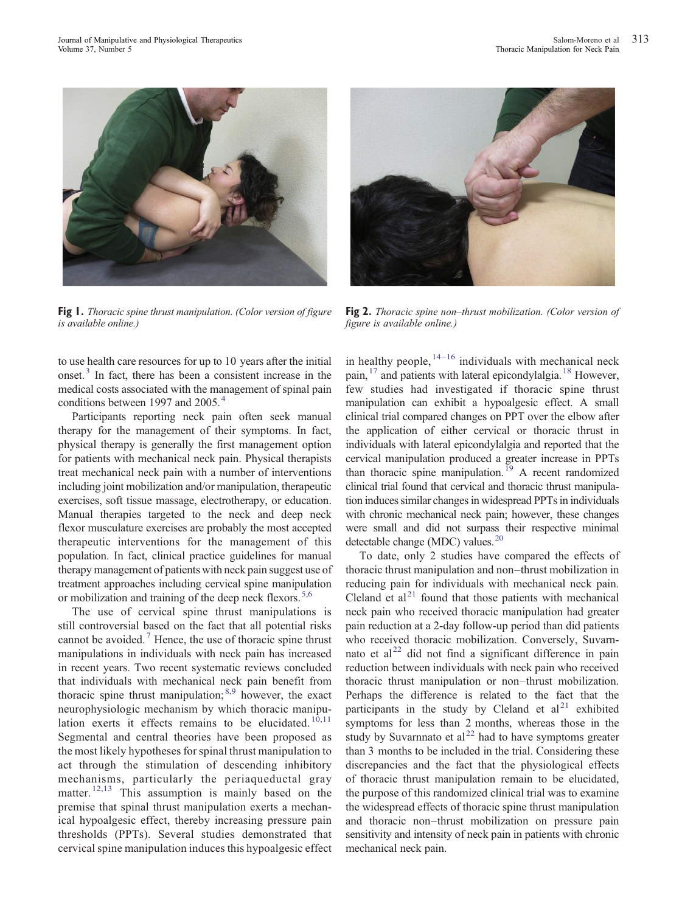**Fig 1.** *Thoracic spine thrust manipulation. (Color version of figure is available online.)*

**Fig 2.** *Thoracic spine non–thrust mobilization. (Color version of figure is available online.)*

to use health care resources for up to 10 years after the initial onset.[3] In fact, there has been a consistent increase in the medical costs associated with the management of spinal pain conditions between 1997 and 2005.[4]

Participants reporting neck pain often seek manual therapy for the management of their symptoms. In fact, physical therapy is generally the first management option for patients with mechanical neck pain. Physical therapists treat mechanical neck pain with a number of interventions including joint mobilization and/or manipulation, therapeutic exercises, soft tissue massage, electrotherapy, or education. Manual therapies targeted to the neck and deep neck flexor musculature exercises are probably the most accepted therapeutic interventions for the management of this population. In fact, clinical practice guidelines for manual therapy management of patients with neck pain suggest use of treatment approaches including cervical spine manipulation or mobilization and training of the deep neck flexors.[5,6]

The use of cervical spine thrust manipulations is still controversial based on the fact that all potential risks cannot be avoided.[7] Hence, the use of thoracic spine thrust manipulations in individuals with neck pain has increased in recent years. Two recent systematic reviews concluded that individuals with mechanical neck pain benefit from thoracic spine thrust manipulation;[8,9] however, the exact neurophysiologic mechanism by which thoracic manipulation exerts it effects remains to be elucidated.[10,11] Segmental and central theories have been proposed as the most likely hypotheses for spinal thrust manipulation to act through the stimulation of descending inhibitory mechanisms, particularly the periaqueductal gray matter.[12,13] This assumption is mainly based on the premise that spinal thrust manipulation exerts a mechanical hypoalgesic effect, thereby increasing pressure pain thresholds (PPTs). Several studies demonstrated that cervical spine manipulation induces this hypoalgesic effect in healthy people,[14–16] individuals with mechanical neck pain,[17] and patients with lateral epicondylalgia.[18] However, few studies had investigated if thoracic spine thrust manipulation can exhibit a hypoalgesic effect. A small clinical trial compared changes on PPT over the elbow after the application of either cervical or thoracic thrust in individuals with lateral epicondylalgia and reported that the cervical manipulation produced a greater increase in PPTs than thoracic spine manipulation.[19] A recent randomized clinical trial found that cervical and thoracic thrust manipulation induces similar changes in widespread PPTs in individuals with chronic mechanical neck pain; however, these changes were small and did not surpass their respective minimal detectable change (MDC) values.[20]

To date, only 2 studies have compared the effects of thoracic thrust manipulation and non–thrust mobilization in reducing pain for individuals with mechanical neck pain. Cleland et al[21] found that those patients with mechanical neck pain who received thoracic manipulation had greater pain reduction at a 2-day follow-up period than did patients who received thoracic mobilization. Conversely, Suvarnnato et al[22] did not find a significant difference in pain reduction between individuals with neck pain who received thoracic thrust manipulation or non–thrust mobilization. Perhaps the difference is related to the fact that the participants in the study by Cleland et al[21] exhibited symptoms for less than 2 months, whereas those in the study by Suvarnnato et al[22] had to have symptoms greater than 3 months to be included in the trial. Considering these discrepancies and the fact that the physiological effects of thoracic thrust manipulation remain to be elucidated, the purpose of this randomized clinical trial was to examine the widespread effects of thoracic spine thrust manipulation and thoracic non–thrust mobilization on pressure pain sensitivity and intensity of neck pain in patients with chronic mechanical neck pain.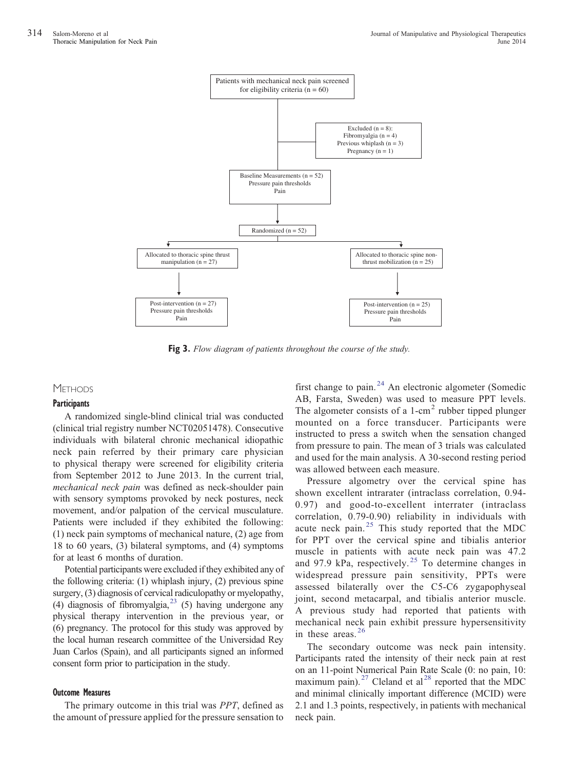Patients with mechanical neck pain screened for eligibility criteria (n = 60)

Excluded (n = 8):
Fibromyalgia (n = 4)
Previous whiplash (n = 3)
Pregnancy (n = 1)

Baseline Measurements (n = 52)
Pressure pain thresholds
Pain

Randomized (n = 52)

Allocated to thoracic spine thrust manipulation (n = 27)

Allocated to thoracic spine non-thrust mobilization (n = 25)

Post-intervention (n = 27)
Pressure pain thresholds
Pain

Post-intervention (n = 25)
Pressure pain thresholds
Pain

**Fig 3.** *Flow diagram of patients throughout the course of the study.*

## Methods

### Participants

A randomized single-blind clinical trial was conducted (clinical trial registry number NCT02051478). Consecutive individuals with bilateral chronic mechanical idiopathic neck pain referred by their primary care physician to physical therapy were screened for eligibility criteria from September 2012 to June 2013. In the current trial, *mechanical neck pain* was defined as neck-shoulder pain with sensory symptoms provoked by neck postures, neck movement, and/or palpation of the cervical musculature. Patients were included if they exhibited the following: (1) neck pain symptoms of mechanical nature, (2) age from 18 to 60 years, (3) bilateral symptoms, and (4) symptoms for at least 6 months of duration.

Potential participants were excluded if they exhibited any of the following criteria: (1) whiplash injury, (2) previous spine surgery, (3) diagnosis of cervical radiculopathy or myelopathy, (4) diagnosis of fibromyalgia,[23] (5) having undergone any physical therapy intervention in the previous year, or (6) pregnancy. The protocol for this study was approved by the local human research committee of the Universidad Rey Juan Carlos (Spain), and all participants signed an informed consent form prior to participation in the study.

### Outcome Measures

The primary outcome in this trial was *PPT*, defined as the amount of pressure applied for the pressure sensation to first change to pain.[24] An electronic algometer (Somedic AB, Farsta, Sweden) was used to measure PPT levels. The algometer consists of a 1-cm$^2$ rubber tipped plunger mounted on a force transducer. Participants were instructed to press a switch when the sensation changed from pressure to pain. The mean of 3 trials was calculated and used for the main analysis. A 30-second resting period was allowed between each measure.

Pressure algometry over the cervical spine has shown excellent intrarater (intraclass correlation, 0.94-0.97) and good-to-excellent interrater (intraclass correlation, 0.79-0.90) reliability in individuals with acute neck pain.[25] This study reported that the MDC for PPT over the cervical spine and tibialis anterior muscle in patients with acute neck pain was 47.2 and 97.9 kPa, respectively.[25] To determine changes in widespread pressure pain sensitivity, PPTs were assessed bilaterally over the C5-C6 zygapophyseal joint, second metacarpal, and tibialis anterior muscle. A previous study had reported that patients with mechanical neck pain exhibit pressure hypersensitivity in these areas.[26]

The secondary outcome was neck pain intensity. Participants rated the intensity of their neck pain at rest on an 11-point Numerical Pain Rate Scale (0: no pain, 10: maximum pain).[27] Cleland et al[28] reported that the MDC and minimal clinically important difference (MCID) were 2.1 and 1.3 points, respectively, in patients with mechanical neck pain.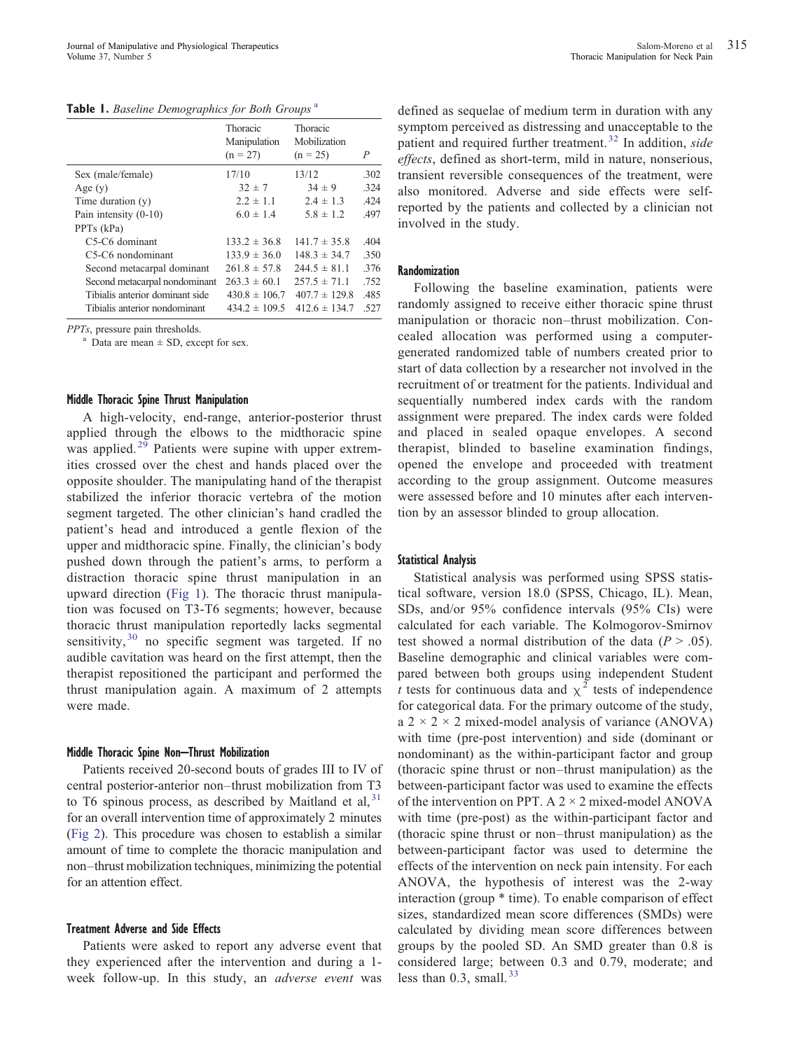**Table 1.** *Baseline Demographics for Both Groups* [a]

| | Thoracic Manipulation (n = 27) | Thoracic Mobilization (n = 25) | *P* |
|---|---|---|---|
| Sex (male/female) | 17/10 | 13/12 | .302 |
| Age (y) | 32 ± 7 | 34 ± 9 | .324 |
| Time duration (y) | 2.2 ± 1.1 | 2.4 ± 1.3 | .424 |
| Pain intensity (0-10) | 6.0 ± 1.4 | 5.8 ± 1.2 | .497 |
| PPTs (kPa) | | | |
| C5-C6 dominant | 133.2 ± 36.8 | 141.7 ± 35.8 | .404 |
| C5-C6 nondominant | 133.9 ± 36.0 | 148.3 ± 34.7 | .350 |
| Second metacarpal dominant | 261.8 ± 57.8 | 244.5 ± 81.1 | .376 |
| Second metacarpal nondominant | 263.3 ± 60.1 | 257.5 ± 71.1 | .752 |
| Tibialis anterior dominant side | 430.8 ± 106.7 | 407.7 ± 129.8 | .485 |
| Tibialis anterior nondominant | 434.2 ± 109.5 | 412.6 ± 134.7 | .527 |

*PPTs*, pressure pain thresholds.
[a] Data are mean ± SD, except for sex.

#### Middle Thoracic Spine Thrust Manipulation

A high-velocity, end-range, anterior-posterior thrust applied through the elbows to the midthoracic spine was applied.[29] Patients were supine with upper extremities crossed over the chest and hands placed over the opposite shoulder. The manipulating hand of the therapist stabilized the inferior thoracic vertebra of the motion segment targeted. The other clinician's hand cradled the patient's head and introduced a gentle flexion of the upper and midthoracic spine. Finally, the clinician's body pushed down through the patient's arms, to perform a distraction thoracic spine thrust manipulation in an upward direction (Fig 1). The thoracic thrust manipulation was focused on T3-T6 segments; however, because thoracic thrust manipulation reportedly lacks segmental sensitivity,[30] no specific segment was targeted. If no audible cavitation was heard on the first attempt, then the therapist repositioned the participant and performed the thrust manipulation again. A maximum of 2 attempts were made.

#### Middle Thoracic Spine Non–Thrust Mobilization

Patients received 20-second bouts of grades III to IV of central posterior-anterior non–thrust mobilization from T3 to T6 spinous process, as described by Maitland et al,[31] for an overall intervention time of approximately 2 minutes (Fig 2). This procedure was chosen to establish a similar amount of time to complete the thoracic manipulation and non–thrust mobilization techniques, minimizing the potential for an attention effect.

#### Treatment Adverse and Side Effects

Patients were asked to report any adverse event that they experienced after the intervention and during a 1-week follow-up. In this study, an *adverse event* was defined as sequelae of medium term in duration with any symptom perceived as distressing and unacceptable to the patient and required further treatment.[32] In addition, *side effects*, defined as short-term, mild in nature, nonserious, transient reversible consequences of the treatment, were also monitored. Adverse and side effects were self-reported by the patients and collected by a clinician not involved in the study.

#### Randomization

Following the baseline examination, patients were randomly assigned to receive either thoracic spine thrust manipulation or thoracic non–thrust mobilization. Concealed allocation was performed using a computer-generated randomized table of numbers created prior to start of data collection by a researcher not involved in the recruitment of or treatment for the patients. Individual and sequentially numbered index cards with the random assignment were prepared. The index cards were folded and placed in sealed opaque envelopes. A second therapist, blinded to baseline examination findings, opened the envelope and proceeded with treatment according to the group assignment. Outcome measures were assessed before and 10 minutes after each intervention by an assessor blinded to group allocation.

#### Statistical Analysis

Statistical analysis was performed using SPSS statistical software, version 18.0 (SPSS, Chicago, IL). Mean, SDs, and/or 95% confidence intervals (95% CIs) were calculated for each variable. The Kolmogorov-Smirnov test showed a normal distribution of the data ($P > .05$). Baseline demographic and clinical variables were compared between both groups using independent Student *t* tests for continuous data and $\chi^2$ tests of independence for categorical data. For the primary outcome of the study, a 2 × 2 × 2 mixed-model analysis of variance (ANOVA) with time (pre-post intervention) and side (dominant or nondominant) as the within-participant factor and group (thoracic spine thrust or non–thrust manipulation) as the between-participant factor was used to examine the effects of the intervention on PPT. A 2 × 2 mixed-model ANOVA with time (pre-post) as the within-participant factor and (thoracic spine thrust or non–thrust manipulation) as the between-participant factor was used to determine the effects of the intervention on neck pain intensity. For each ANOVA, the hypothesis of interest was the 2-way interaction (group * time). To enable comparison of effect sizes, standardized mean score differences (SMDs) were calculated by dividing mean score differences between groups by the pooled SD. An SMD greater than 0.8 is considered large; between 0.3 and 0.79, moderate; and less than 0.3, small.[33]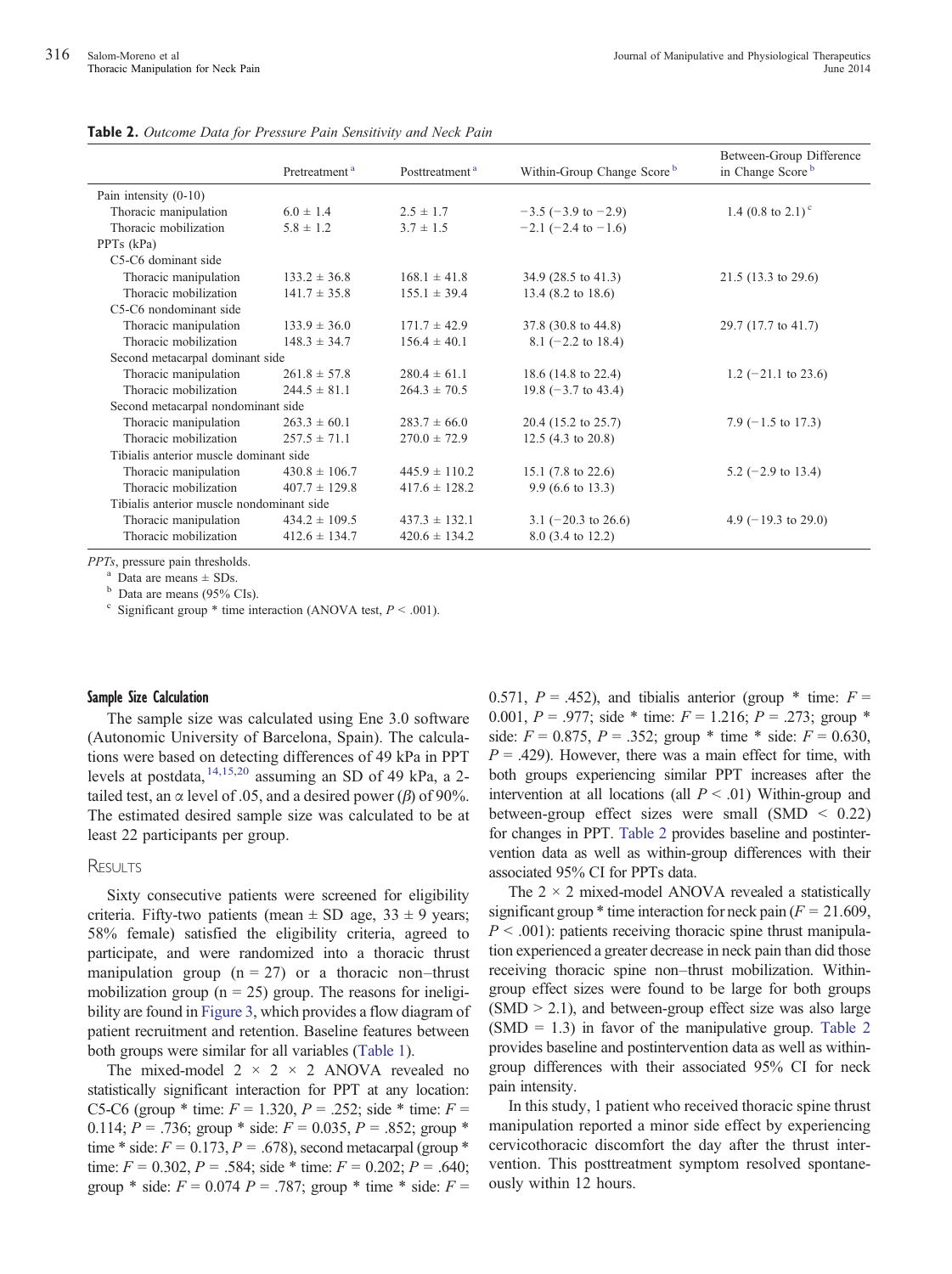**Table 2.** *Outcome Data for Pressure Pain Sensitivity and Neck Pain*

| | Pretreatment [a] | Posttreatment [a] | Within-Group Change Score [b] | Between-Group Difference in Change Score [b] |
|---|---|---|---|---|
| Pain intensity (0-10) | | | | |
| Thoracic manipulation | 6.0 ± 1.4 | 2.5 ± 1.7 | −3.5 (−3.9 to −2.9) | 1.4 (0.8 to 2.1) [c] |
| Thoracic mobilization | 5.8 ± 1.2 | 3.7 ± 1.5 | −2.1 (−2.4 to −1.6) | |
| PPTs (kPa) | | | | |
| C5-C6 dominant side | | | | |
| Thoracic manipulation | 133.2 ± 36.8 | 168.1 ± 41.8 | 34.9 (28.5 to 41.3) | 21.5 (13.3 to 29.6) |
| Thoracic mobilization | 141.7 ± 35.8 | 155.1 ± 39.4 | 13.4 (8.2 to 18.6) | |
| C5-C6 nondominant side | | | | |
| Thoracic manipulation | 133.9 ± 36.0 | 171.7 ± 42.9 | 37.8 (30.8 to 44.8) | 29.7 (17.7 to 41.7) |
| Thoracic mobilization | 148.3 ± 34.7 | 156.4 ± 40.1 | 8.1 (−2.2 to 18.4) | |
| Second metacarpal dominant side | | | | |
| Thoracic manipulation | 261.8 ± 57.8 | 280.4 ± 61.1 | 18.6 (14.8 to 22.4) | 1.2 (−21.1 to 23.6) |
| Thoracic mobilization | 244.5 ± 81.1 | 264.3 ± 70.5 | 19.8 (−3.7 to 43.4) | |
| Second metacarpal nondominant side | | | | |
| Thoracic manipulation | 263.3 ± 60.1 | 283.7 ± 66.0 | 20.4 (15.2 to 25.7) | 7.9 (−1.5 to 17.3) |
| Thoracic mobilization | 257.5 ± 71.1 | 270.0 ± 72.9 | 12.5 (4.3 to 20.8) | |
| Tibialis anterior muscle dominant side | | | | |
| Thoracic manipulation | 430.8 ± 106.7 | 445.9 ± 110.2 | 15.1 (7.8 to 22.6) | 5.2 (−2.9 to 13.4) |
| Thoracic mobilization | 407.7 ± 129.8 | 417.6 ± 128.2 | 9.9 (6.6 to 13.3) | |
| Tibialis anterior muscle nondominant side | | | | |
| Thoracic manipulation | 434.2 ± 109.5 | 437.3 ± 132.1 | 3.1 (−20.3 to 26.6) | 4.9 (−19.3 to 29.0) |
| Thoracic mobilization | 412.6 ± 134.7 | 420.6 ± 134.2 | 8.0 (3.4 to 12.2) | |

*PPTs*, pressure pain thresholds.
[a] Data are means ± SDs.
[b] Data are means (95% CIs).
[c] Significant group * time interaction (ANOVA test, $P < .001$).

#### Sample Size Calculation

The sample size was calculated using Ene 3.0 software (Autonomic University of Barcelona, Spain). The calculations were based on detecting differences of 49 kPa in PPT levels at postdata,[14,15,20] assuming an SD of 49 kPa, a 2-tailed test, an $\alpha$ level of .05, and a desired power ($\beta$) of 90%. The estimated desired sample size was calculated to be at least 22 participants per group.

## Results

Sixty consecutive patients were screened for eligibility criteria. Fifty-two patients (mean ± SD age, 33 ± 9 years; 58% female) satisfied the eligibility criteria, agreed to participate, and were randomized into a thoracic thrust manipulation group (n = 27) or a thoracic non–thrust mobilization group (n = 25) group. The reasons for ineligibility are found in Figure 3, which provides a flow diagram of patient recruitment and retention. Baseline features between both groups were similar for all variables (Table 1).

The mixed-model 2 × 2 × 2 ANOVA revealed no statistically significant interaction for PPT at any location: C5-C6 (group * time: $F = 1.320$, $P = .252$; side * time: $F = 0.114$; $P = .736$; group * side: $F = 0.035$, $P = .852$; group * time * side: $F = 0.173$, $P = .678$), second metacarpal (group * time: $F = 0.302$, $P = .584$; side * time: $F = 0.202$; $P = .640$; group * side: $F = 0.074$ $P = .787$; group * time * side: $F = 0.571$, $P = .452$), and tibialis anterior (group * time: $F = 0.001$, $P = .977$; side * time: $F = 1.216$; $P = .273$; group * side: $F = 0.875$, $P = .352$; group * time * side: $F = 0.630$, $P = .429$). However, there was a main effect for time, with both groups experiencing similar PPT increases after the intervention at all locations (all $P < .01$) Within-group and between-group effect sizes were small (SMD < 0.22) for changes in PPT. Table 2 provides baseline and postintervention data as well as within-group differences with their associated 95% CI for PPTs data.

The 2 × 2 mixed-model ANOVA revealed a statistically significant group * time interaction for neck pain ($F = 21.609$, $P < .001$): patients receiving thoracic spine thrust manipulation experienced a greater decrease in neck pain than did those receiving thoracic spine non–thrust mobilization. Within-group effect sizes were found to be large for both groups (SMD > 2.1), and between-group effect size was also large (SMD = 1.3) in favor of the manipulative group. Table 2 provides baseline and postintervention data as well as within-group differences with their associated 95% CI for neck pain intensity.

In this study, 1 patient who received thoracic spine thrust manipulation reported a minor side effect by experiencing cervicothoracic discomfort the day after the thrust intervention. This posttreatment symptom resolved spontaneously within 12 hours.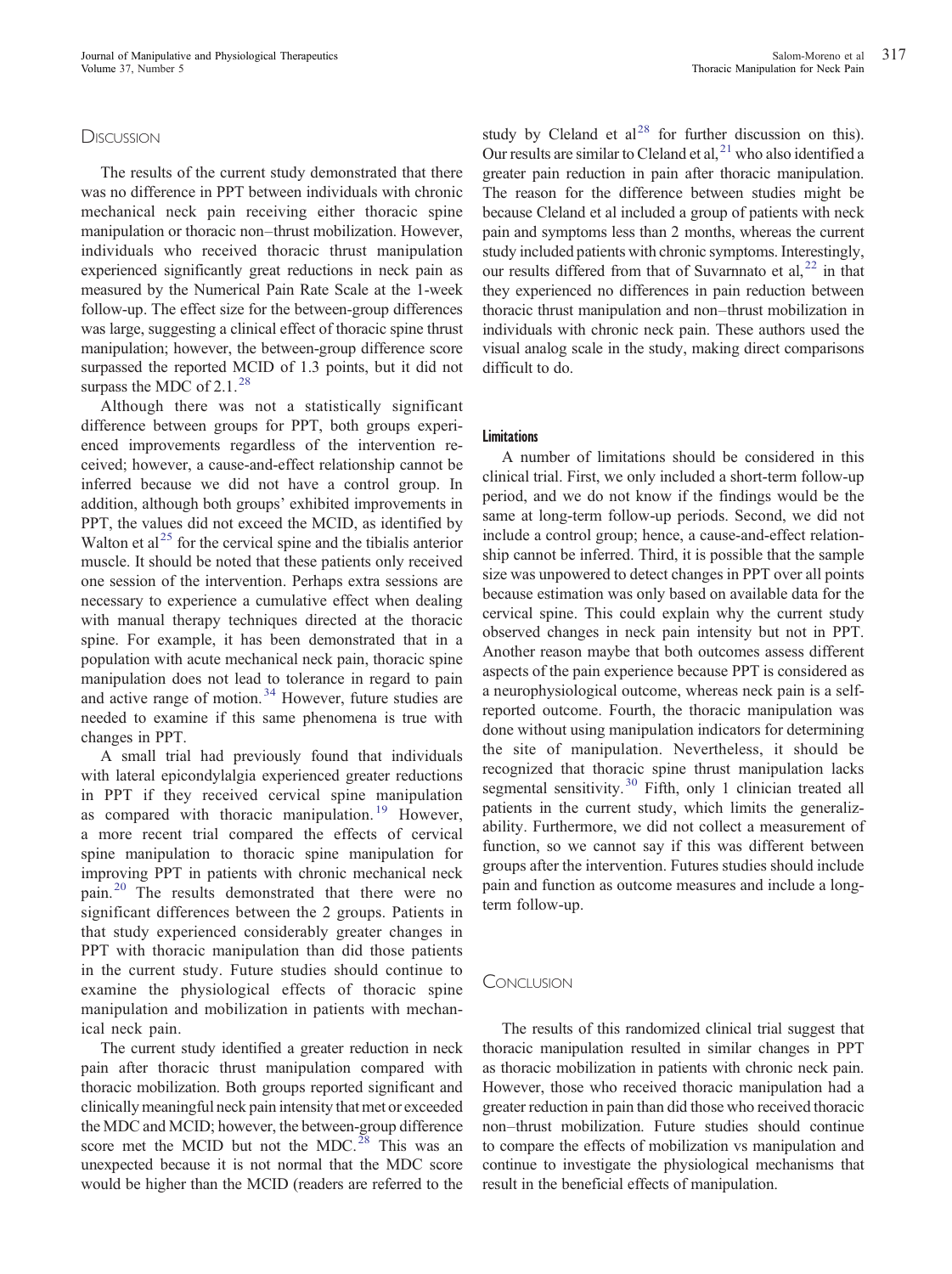## Discussion

The results of the current study demonstrated that there was no difference in PPT between individuals with chronic mechanical neck pain receiving either thoracic spine manipulation or thoracic non–thrust mobilization. However, individuals who received thoracic thrust manipulation experienced significantly great reductions in neck pain as measured by the Numerical Pain Rate Scale at the 1-week follow-up. The effect size for the between-group differences was large, suggesting a clinical effect of thoracic spine thrust manipulation; however, the between-group difference score surpassed the reported MCID of 1.3 points, but it did not surpass the MDC of 2.1.[28]

Although there was not a statistically significant difference between groups for PPT, both groups experienced improvements regardless of the intervention received; however, a cause-and-effect relationship cannot be inferred because we did not have a control group. In addition, although both groups' exhibited improvements in PPT, the values did not exceed the MCID, as identified by Walton et al[25] for the cervical spine and the tibialis anterior muscle. It should be noted that these patients only received one session of the intervention. Perhaps extra sessions are necessary to experience a cumulative effect when dealing with manual therapy techniques directed at the thoracic spine. For example, it has been demonstrated that in a population with acute mechanical neck pain, thoracic spine manipulation does not lead to tolerance in regard to pain and active range of motion.[34] However, future studies are needed to examine if this same phenomena is true with changes in PPT.

A small trial had previously found that individuals with lateral epicondylalgia experienced greater reductions in PPT if they received cervical spine manipulation as compared with thoracic manipulation.[19] However, a more recent trial compared the effects of cervical spine manipulation to thoracic spine manipulation for improving PPT in patients with chronic mechanical neck pain.[20] The results demonstrated that there were no significant differences between the 2 groups. Patients in that study experienced considerably greater changes in PPT with thoracic manipulation than did those patients in the current study. Future studies should continue to examine the physiological effects of thoracic spine manipulation and mobilization in patients with mechanical neck pain.

The current study identified a greater reduction in neck pain after thoracic thrust manipulation compared with thoracic mobilization. Both groups reported significant and clinically meaningful neck pain intensity that met or exceeded the MDC and MCID; however, the between-group difference score met the MCID but not the MDC.[28] This was an unexpected because it is not normal that the MDC score would be higher than the MCID (readers are referred to the study by Cleland et al[28] for further discussion on this). Our results are similar to Cleland et al,[21] who also identified a greater pain reduction in pain after thoracic manipulation. The reason for the difference between studies might be because Cleland et al included a group of patients with neck pain and symptoms less than 2 months, whereas the current study included patients with chronic symptoms. Interestingly, our results differed from that of Suvarnnato et al,[22] in that they experienced no differences in pain reduction between thoracic thrust manipulation and non–thrust mobilization in individuals with chronic neck pain. These authors used the visual analog scale in the study, making direct comparisons difficult to do.

### Limitations

A number of limitations should be considered in this clinical trial. First, we only included a short-term follow-up period, and we do not know if the findings would be the same at long-term follow-up periods. Second, we did not include a control group; hence, a cause-and-effect relationship cannot be inferred. Third, it is possible that the sample size was unpowered to detect changes in PPT over all points because estimation was only based on available data for the cervical spine. This could explain why the current study observed changes in neck pain intensity but not in PPT. Another reason maybe that both outcomes assess different aspects of the pain experience because PPT is considered as a neurophysiological outcome, whereas neck pain is a self-reported outcome. Fourth, the thoracic manipulation was done without using manipulation indicators for determining the site of manipulation. Nevertheless, it should be recognized that thoracic spine thrust manipulation lacks segmental sensitivity.[30] Fifth, only 1 clinician treated all patients in the current study, which limits the generalizability. Furthermore, we did not collect a measurement of function, so we cannot say if this was different between groups after the intervention. Futures studies should include pain and function as outcome measures and include a long-term follow-up.

## Conclusion

The results of this randomized clinical trial suggest that thoracic manipulation resulted in similar changes in PPT as thoracic mobilization in patients with chronic neck pain. However, those who received thoracic manipulation had a greater reduction in pain than did those who received thoracic non–thrust mobilization. Future studies should continue to compare the effects of mobilization vs manipulation and continue to investigate the physiological mechanisms that result in the beneficial effects of manipulation.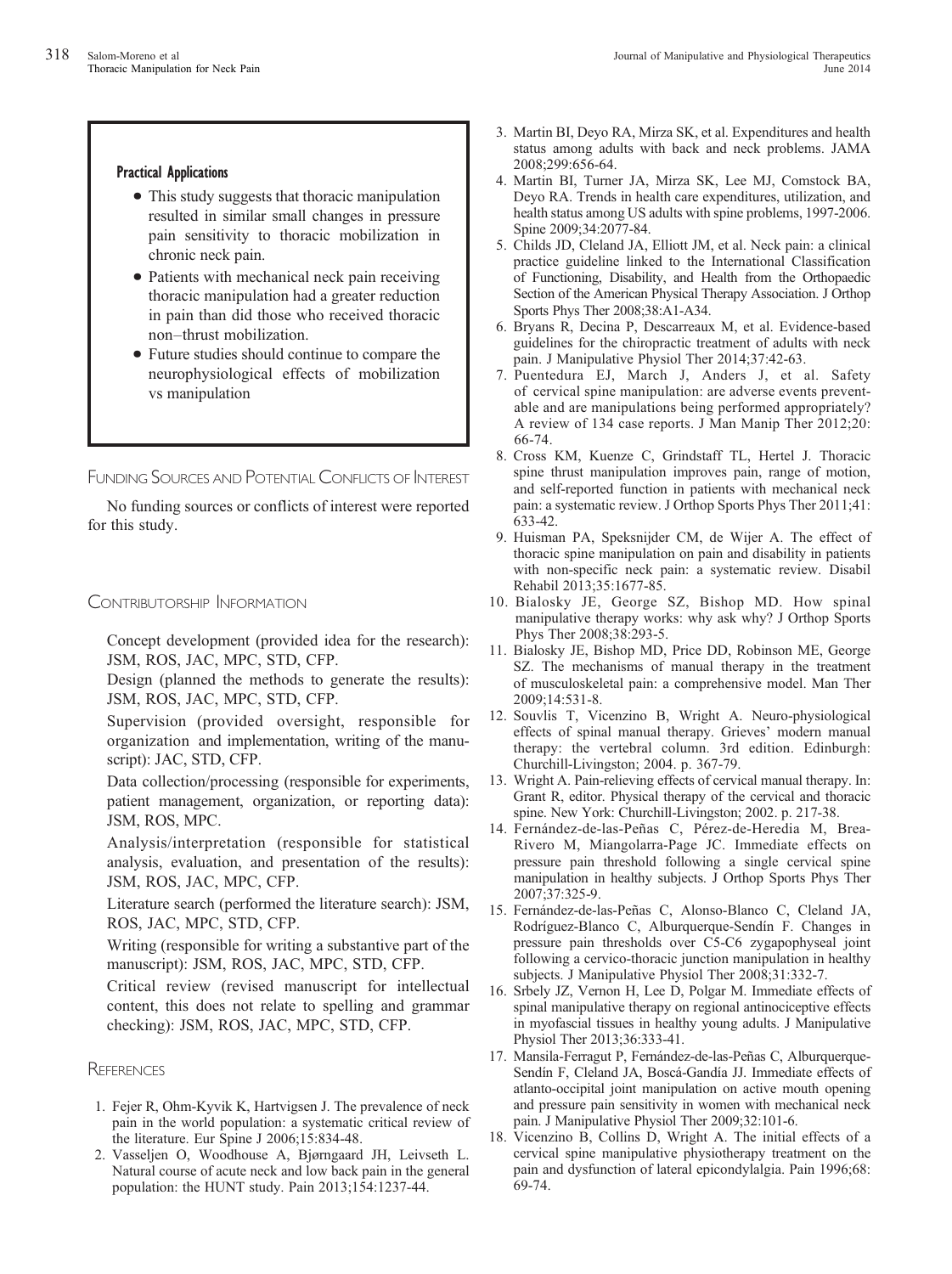**Practical Applications**

- This study suggests that thoracic manipulation resulted in similar small changes in pressure pain sensitivity to thoracic mobilization in chronic neck pain.
- Patients with mechanical neck pain receiving thoracic manipulation had a greater reduction in pain than did those who received thoracic non–thrust mobilization.
- Future studies should continue to compare the neurophysiological effects of mobilization vs manipulation

## Funding Sources and Potential Conflicts of Interest

No funding sources or conflicts of interest were reported for this study.

## Contributorship Information

Concept development (provided idea for the research): JSM, ROS, JAC, MPC, STD, CFP.

Design (planned the methods to generate the results): JSM, ROS, JAC, MPC, STD, CFP.

Supervision (provided oversight, responsible for organization and implementation, writing of the manuscript): JAC, STD, CFP.

Data collection/processing (responsible for experiments, patient management, organization, or reporting data): JSM, ROS, MPC.

Analysis/interpretation (responsible for statistical analysis, evaluation, and presentation of the results): JSM, ROS, JAC, MPC, CFP.

Literature search (performed the literature search): JSM, ROS, JAC, MPC, STD, CFP.

Writing (responsible for writing a substantive part of the manuscript): JSM, ROS, JAC, MPC, STD, CFP.

Critical review (revised manuscript for intellectual content, this does not relate to spelling and grammar checking): JSM, ROS, JAC, MPC, STD, CFP.

## References

1. Fejer R, Ohm-Kyvik K, Hartvigsen J. The prevalence of neck pain in the world population: a systematic critical review of the literature. Eur Spine J 2006;15:834-48.
2. Vasseljen O, Woodhouse A, Bjørngaard JH, Leivseth L. Natural course of acute neck and low back pain in the general population: the HUNT study. Pain 2013;154:1237-44.
3. Martin BI, Deyo RA, Mirza SK, et al. Expenditures and health status among adults with back and neck problems. JAMA 2008;299:656-64.
4. Martin BI, Turner JA, Mirza SK, Lee MJ, Comstock BA, Deyo RA. Trends in health care expenditures, utilization, and health status among US adults with spine problems, 1997-2006. Spine 2009;34:2077-84.
5. Childs JD, Cleland JA, Elliott JM, et al. Neck pain: a clinical practice guideline linked to the International Classification of Functioning, Disability, and Health from the Orthopaedic Section of the American Physical Therapy Association. J Orthop Sports Phys Ther 2008;38:A1-A34.
6. Bryans R, Decina P, Descarreaux M, et al. Evidence-based guidelines for the chiropractic treatment of adults with neck pain. J Manipulative Physiol Ther 2014;37:42-63.
7. Puentedura EJ, March J, Anders J, et al. Safety of cervical spine manipulation: are adverse events preventable and are manipulations being performed appropriately? A review of 134 case reports. J Man Manip Ther 2012;20: 66-74.
8. Cross KM, Kuenze C, Grindstaff TL, Hertel J. Thoracic spine thrust manipulation improves pain, range of motion, and self-reported function in patients with mechanical neck pain: a systematic review. J Orthop Sports Phys Ther 2011;41: 633-42.
9. Huisman PA, Speksnijder CM, de Wijer A. The effect of thoracic spine manipulation on pain and disability in patients with non-specific neck pain: a systematic review. Disabil Rehabil 2013;35:1677-85.
10. Bialosky JE, George SZ, Bishop MD. How spinal manipulative therapy works: why ask why? J Orthop Sports Phys Ther 2008;38:293-5.
11. Bialosky JE, Bishop MD, Price DD, Robinson ME, George SZ. The mechanisms of manual therapy in the treatment of musculoskeletal pain: a comprehensive model. Man Ther 2009;14:531-8.
12. Souvlis T, Vicenzino B, Wright A. Neuro-physiological effects of spinal manual therapy. Grieves' modern manual therapy: the vertebral column. 3rd edition. Edinburgh: Churchill-Livingston; 2004. p. 367-79.
13. Wright A. Pain-relieving effects of cervical manual therapy. In: Grant R, editor. Physical therapy of the cervical and thoracic spine. New York: Churchill-Livingston; 2002. p. 217-38.
14. Fernández-de-las-Peñas C, Pérez-de-Heredia M, Brea-Rivero M, Miangolarra-Page JC. Immediate effects on pressure pain threshold following a single cervical spine manipulation in healthy subjects. J Orthop Sports Phys Ther 2007;37:325-9.
15. Fernández-de-las-Peñas C, Alonso-Blanco C, Cleland JA, Rodríguez-Blanco C, Alburquerque-Sendín F. Changes in pressure pain thresholds over C5-C6 zygapophyseal joint following a cervico-thoracic junction manipulation in healthy subjects. J Manipulative Physiol Ther 2008;31:332-7.
16. Srbely JZ, Vernon H, Lee D, Polgar M. Immediate effects of spinal manipulative therapy on regional antinociceptive effects in myofascial tissues in healthy young adults. J Manipulative Physiol Ther 2013;36:333-41.
17. Mansila-Ferragut P, Fernández-de-las-Peñas C, Alburquerque-Sendín F, Cleland JA, Boscá-Gandía JJ. Immediate effects of atlanto-occipital joint manipulation on active mouth opening and pressure pain sensitivity in women with mechanical neck pain. J Manipulative Physiol Ther 2009;32:101-6.
18. Vicenzino B, Collins D, Wright A. The initial effects of a cervical spine manipulative physiotherapy treatment on the pain and dysfunction of lateral epicondylalgia. Pain 1996;68: 69-74.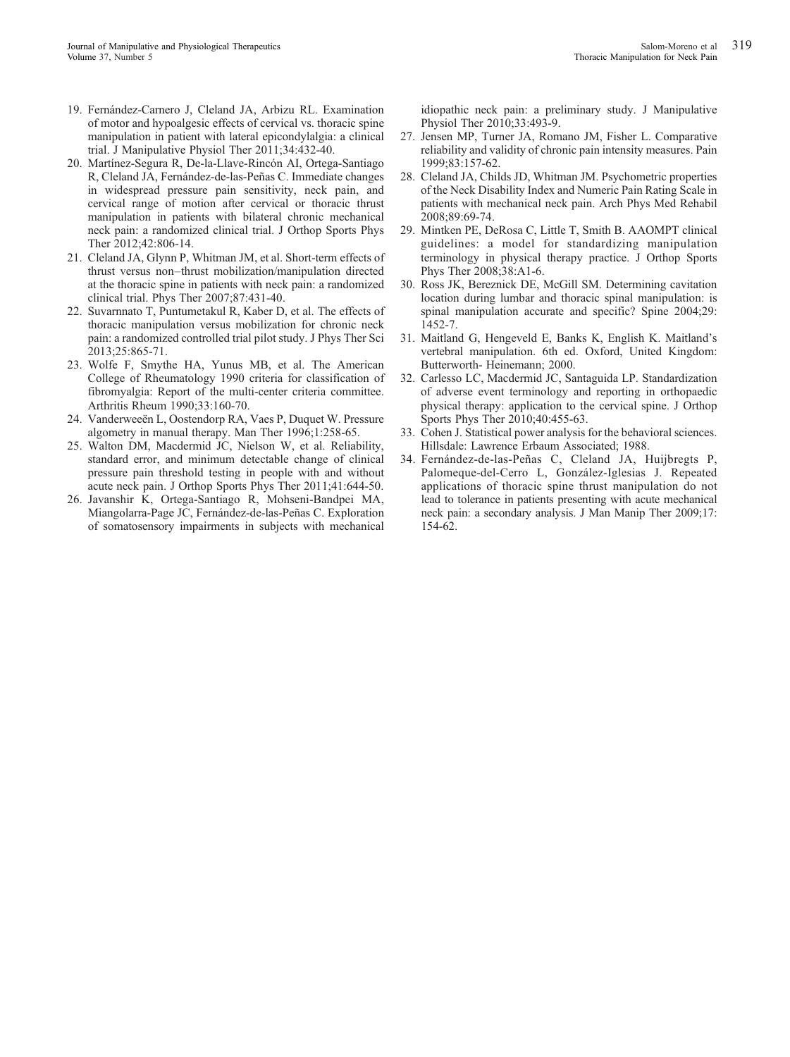19. Fernández-Carnero J, Cleland JA, Arbizu RL. Examination of motor and hypoalgesic effects of cervical vs. thoracic spine manipulation in patient with lateral epicondylalgia: a clinical trial. J Manipulative Physiol Ther 2011;34:432-40.
20. Martínez-Segura R, De-la-Llave-Rincón AI, Ortega-Santiago R, Cleland JA, Fernández-de-las-Peñas C. Immediate changes in widespread pressure pain sensitivity, neck pain, and cervical range of motion after cervical or thoracic thrust manipulation in patients with bilateral chronic mechanical neck pain: a randomized clinical trial. J Orthop Sports Phys Ther 2012;42:806-14.
21. Cleland JA, Glynn P, Whitman JM, et al. Short-term effects of thrust versus non–thrust mobilization/manipulation directed at the thoracic spine in patients with neck pain: a randomized clinical trial. Phys Ther 2007;87:431-40.
22. Suvarnnato T, Puntumetakul R, Kaber D, et al. The effects of thoracic manipulation versus mobilization for chronic neck pain: a randomized controlled trial pilot study. J Phys Ther Sci 2013;25:865-71.
23. Wolfe F, Smythe HA, Yunus MB, et al. The American College of Rheumatology 1990 criteria for classification of fibromyalgia: Report of the multi-center criteria committee. Arthritis Rheum 1990;33:160-70.
24. Vanderweeën L, Oostendorp RA, Vaes P, Duquet W. Pressure algometry in manual therapy. Man Ther 1996;1:258-65.
25. Walton DM, Macdermid JC, Nielson W, et al. Reliability, standard error, and minimum detectable change of clinical pressure pain threshold testing in people with and without acute neck pain. J Orthop Sports Phys Ther 2011;41:644-50.
26. Javanshir K, Ortega-Santiago R, Mohseni-Bandpei MA, Miangolarra-Page JC, Fernández-de-las-Peñas C. Exploration of somatosensory impairments in subjects with mechanical idiopathic neck pain: a preliminary study. J Manipulative Physiol Ther 2010;33:493-9.
27. Jensen MP, Turner JA, Romano JM, Fisher L. Comparative reliability and validity of chronic pain intensity measures. Pain 1999;83:157-62.
28. Cleland JA, Childs JD, Whitman JM. Psychometric properties of the Neck Disability Index and Numeric Pain Rating Scale in patients with mechanical neck pain. Arch Phys Med Rehabil 2008;89:69-74.
29. Mintken PE, DeRosa C, Little T, Smith B. AAOMPT clinical guidelines: a model for standardizing manipulation terminology in physical therapy practice. J Orthop Sports Phys Ther 2008;38:A1-6.
30. Ross JK, Bereznick DE, McGill SM. Determining cavitation location during lumbar and thoracic spinal manipulation: is spinal manipulation accurate and specific? Spine 2004;29: 1452-7.
31. Maitland G, Hengeveld E, Banks K, English K. Maitland's vertebral manipulation. 6th ed. Oxford, United Kingdom: Butterworth- Heinemann; 2000.
32. Carlesso LC, Macdermid JC, Santaguida LP. Standardization of adverse event terminology and reporting in orthopaedic physical therapy: application to the cervical spine. J Orthop Sports Phys Ther 2010;40:455-63.
33. Cohen J. Statistical power analysis for the behavioral sciences. Hillsdale: Lawrence Erbaum Associated; 1988.
34. Fernández-de-las-Peñas C, Cleland JA, Huijbregts P, Palomeque-del-Cerro L, González-Iglesias J. Repeated applications of thoracic spine thrust manipulation do not lead to tolerance in patients presenting with acute mechanical neck pain: a secondary analysis. J Man Manip Ther 2009;17: 154-62.